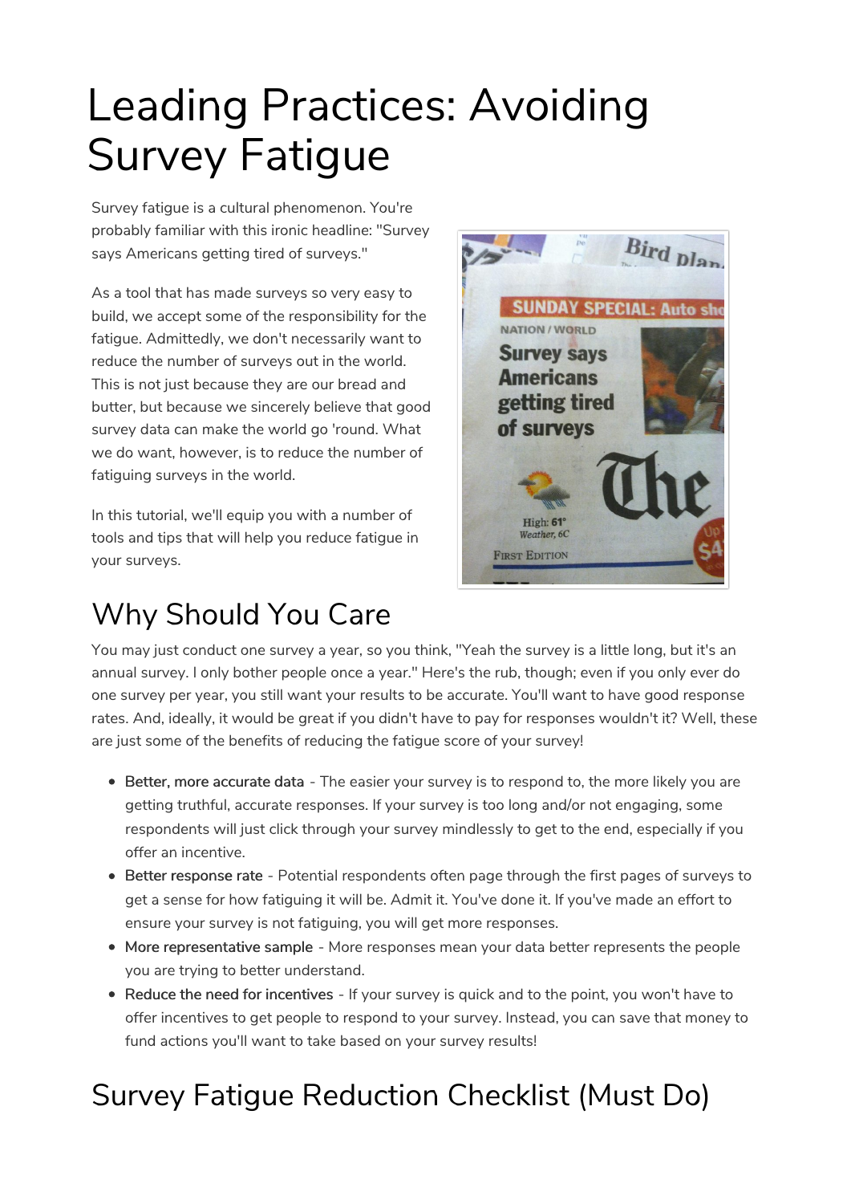# Leading Practices: Avoiding Survey Fatigue

Survey fatigue is a cultural phenomenon. You're probably familiar with this ironic headline: "Survey says Americans getting tired of surveys."

As a tool that has made surveys so very easy to build, we accept some of the responsibility for the fatigue. Admittedly, we don't necessarily want to reduce the number of surveys out in the world. This is not just because they are our bread and butter, but because we sincerely believe that good survey data can make the world go 'round. What we do want, however, is to reduce the number of fatiguing surveys in the world.

In this tutorial, we'll equip you with a number of tools and tips that will help you reduce fatigue in your surveys.

## Why Should You Care

You may just conduct one survey a year, so you think, "Yeah the survey is a little long, but it's an annual survey. I only bother people once a year." Here's the rub, though; even if you only ever do one survey per year, you still want your results to be accurate. You'll want to have good response rates. And, ideally, it would be great if you didn't have to pay for responses wouldn't it? Well, these are just some of the benefits of reducing the fatigue score of your survey!

- Better, more accurate data - The easier your survey is to respond to, the more likely you are getting truthful, accurate responses. If your survey is too long and/or not engaging, some respondents will just click through your survey mindlessly to get to the end, especially if you offer an incentive.
- Better response rate - Potential respondents often page through the first pages of surveys to get a sense for how fatiguing it will be. Admit it. You've done it. If you've made an effort to ensure your survey is not fatiguing, you will get more responses.
- More representative sample - More responses mean your data better represents the people you are trying to better understand.
- Reduce the need for incentives - If your survey is quick and to the point, you won't have to offer incentives to get people to respond to your survey. Instead, you can save that money to fund actions you'll want to take based on your survey results!

## Survey Fatigue Reduction Checklist (Must Do)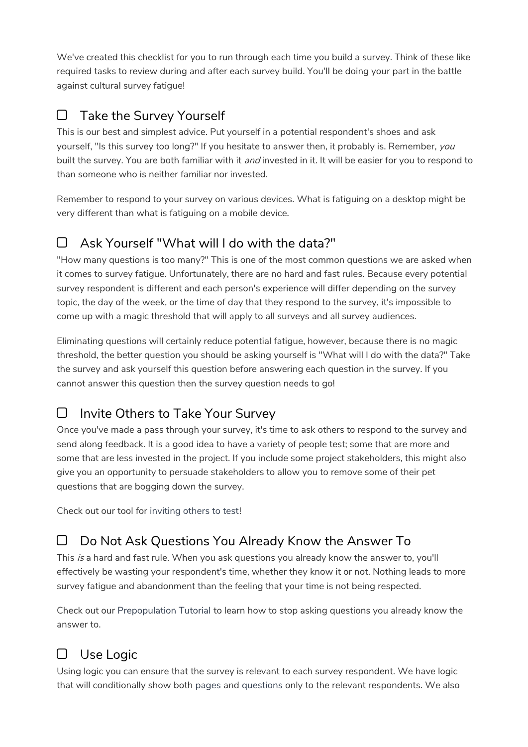We've created this checklist for you to run through each time you build a survey. Think of these like required tasks to review during and after each survey build. You'll be doing your part in the battle against cultural survey fatigue!

## ☐ Take the Survey Yourself

This is our best and simplest advice. Put yourself in a potential respondent's shoes and ask yourself, "Is this survey too long?" If you hesitate to answer then, it probably is. Remember, *you* built the survey. You are both familiar with it *and* invested in it. It will be easier for you to respond to than someone who is neither familiar nor invested.

Remember to respond to your survey on various devices. What is fatiguing on a desktop might be very different than what is fatiguing on a mobile device.

## ☐ Ask Yourself "What will I do with the data?"

"How many questions is too many?" This is one of the most common questions we are asked when it comes to survey fatigue. Unfortunately, there are no hard and fast rules. Because every potential survey respondent is different and each person's experience will differ depending on the survey topic, the day of the week, or the time of day that they respond to the survey, it's impossible to come up with a magic threshold that will apply to all surveys and all survey audiences.

Eliminating questions will certainly reduce potential fatigue, however, because there is no magic threshold, the better question you should be asking yourself is "What will I do with the data?" Take the survey and ask yourself this question before answering each question in the survey. If you cannot answer this question then the survey question needs to go!

## ☐ Invite Others to Take Your Survey

Once you've made a pass through your survey, it's time to ask others to respond to the survey and send along feedback. It is a good idea to have a variety of people test; some that are more and some that are less invested in the project. If you include some project stakeholders, this might also give you an opportunity to persuade stakeholders to allow you to remove some of their pet questions that are bogging down the survey.

Check out our tool for inviting others to test!

## ☐ Do Not Ask Questions You Already Know the Answer To

This *is* a hard and fast rule. When you ask questions you already know the answer to, you'll effectively be wasting your respondent's time, whether they know it or not. Nothing leads to more survey fatigue and abandonment than the feeling that your time is not being respected.

Check out our Prepopulation Tutorial to learn how to stop asking questions you already know the answer to.

## ☐ Use Logic

Using logic you can ensure that the survey is relevant to each survey respondent. We have logic that will conditionally show both pages and questions only to the relevant respondents. We also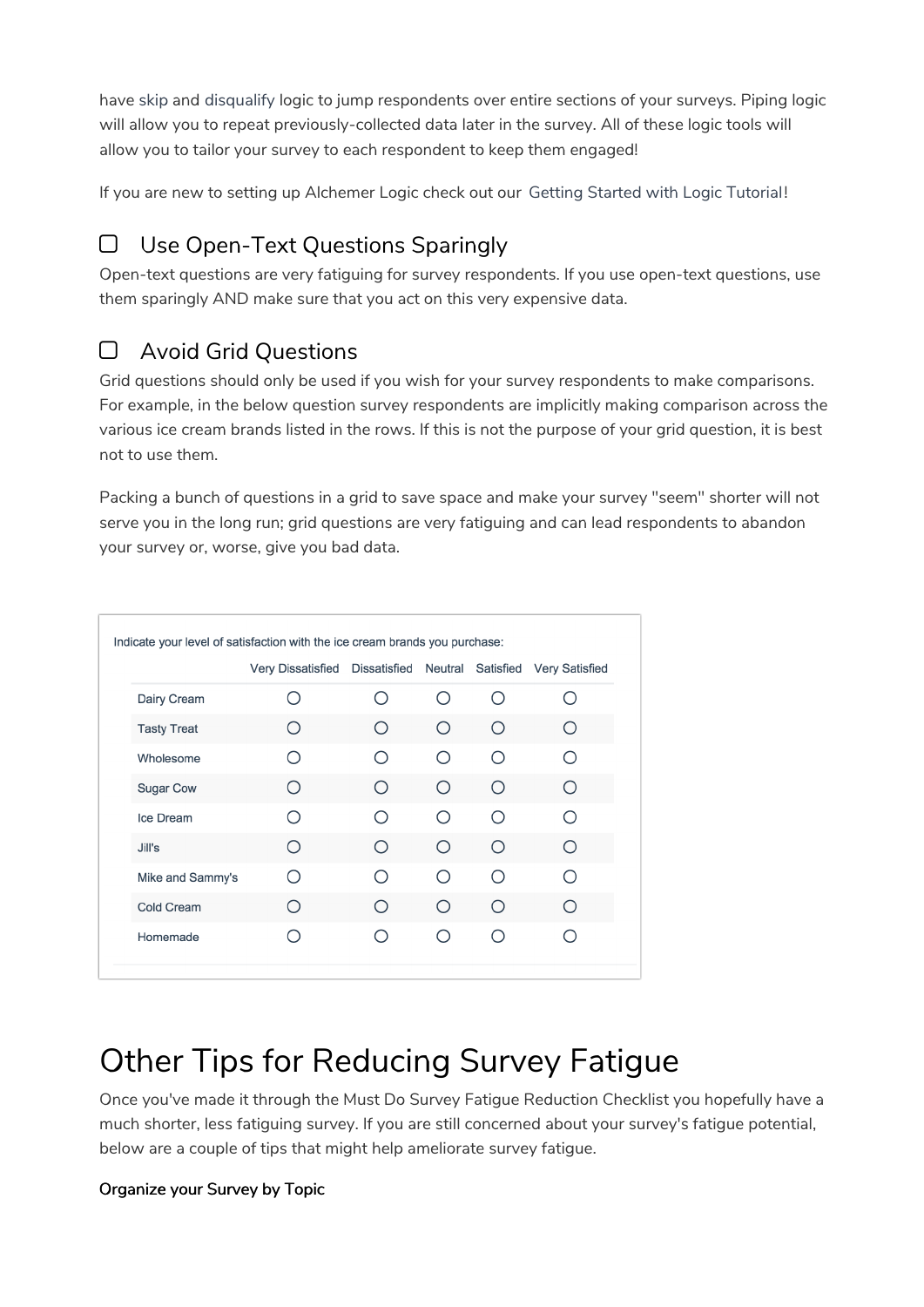have skip and disqualify logic to jump respondents over entire sections of your surveys. Piping logic will allow you to repeat previously-collected data later in the survey. All of these logic tools will allow you to tailor your survey to each respondent to keep them engaged!

If you are new to setting up Alchemer Logic check out our Getting Started with Logic Tutorial!

### ☐ Use Open-Text Questions Sparingly

Open-text questions are very fatiguing for survey respondents. If you use open-text questions, use them sparingly AND make sure that you act on this very expensive data.

### ☐ Avoid Grid Questions

Grid questions should only be used if you wish for your survey respondents to make comparisons. For example, in the below question survey respondents are implicitly making comparison across the various ice cream brands listed in the rows. If this is not the purpose of your grid question, it is best not to use them.

Packing a bunch of questions in a grid to save space and make your survey "seem" shorter will not serve you in the long run; grid questions are very fatiguing and can lead respondents to abandon your survey or, worse, give you bad data.

Indicate your level of satisfaction with the ice cream brands you purchase:

| | Very Dissatisfied | Dissatisfied | Neutral | Satisfied | Very Satisfied |
|---|---|---|---|---|---|
| Dairy Cream | ○ | ○ | ○ | ○ | ○ |
| Tasty Treat | ○ | ○ | ○ | ○ | ○ |
| Wholesome | ○ | ○ | ○ | ○ | ○ |
| Sugar Cow | ○ | ○ | ○ | ○ | ○ |
| Ice Dream | ○ | ○ | ○ | ○ | ○ |
| Jill's | ○ | ○ | ○ | ○ | ○ |
| Mike and Sammy's | ○ | ○ | ○ | ○ | ○ |
| Cold Cream | ○ | ○ | ○ | ○ | ○ |
| Homemade | ○ | ○ | ○ | ○ | ○ |

# Other Tips for Reducing Survey Fatigue

Once you've made it through the Must Do Survey Fatigue Reduction Checklist you hopefully have a much shorter, less fatiguing survey. If you are still concerned about your survey's fatigue potential, below are a couple of tips that might help ameliorate survey fatigue.

**Organize your Survey by Topic**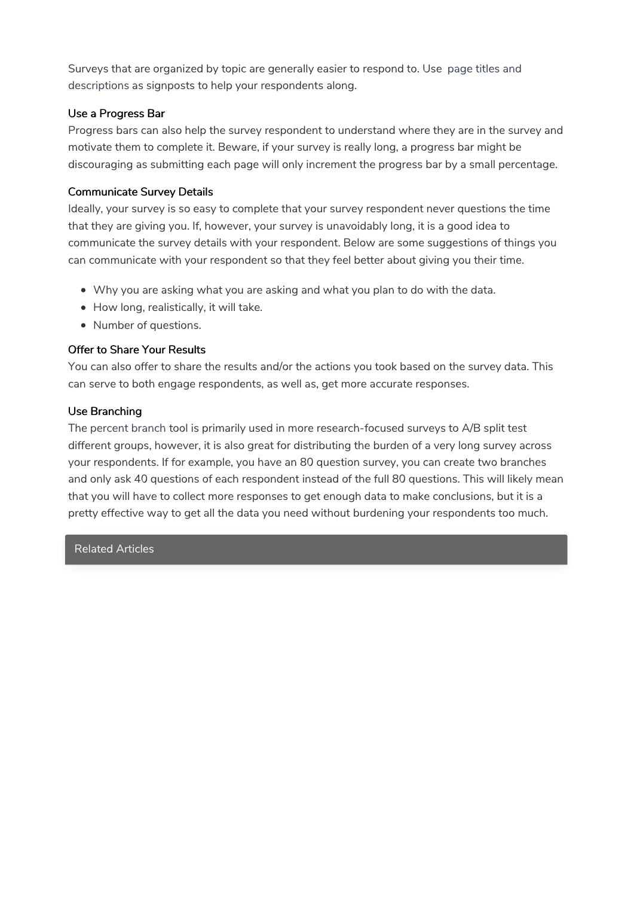Surveys that are organized by topic are generally easier to respond to. Use page titles and descriptions as signposts to help your respondents along.

### Use a Progress Bar

Progress bars can also help the survey respondent to understand where they are in the survey and motivate them to complete it. Beware, if your survey is really long, a progress bar might be discouraging as submitting each page will only increment the progress bar by a small percentage.

### Communicate Survey Details

Ideally, your survey is so easy to complete that your survey respondent never questions the time that they are giving you. If, however, your survey is unavoidably long, it is a good idea to communicate the survey details with your respondent. Below are some suggestions of things you can communicate with your respondent so that they feel better about giving you their time.

- Why you are asking what you are asking and what you plan to do with the data.
- How long, realistically, it will take.
- Number of questions.

### Offer to Share Your Results

You can also offer to share the results and/or the actions you took based on the survey data. This can serve to both engage respondents, as well as, get more accurate responses.

### Use Branching

The percent branch tool is primarily used in more research-focused surveys to A/B split test different groups, however, it is also great for distributing the burden of a very long survey across your respondents. If for example, you have an 80 question survey, you can create two branches and only ask 40 questions of each respondent instead of the full 80 questions. This will likely mean that you will have to collect more responses to get enough data to make conclusions, but it is a pretty effective way to get all the data you need without burdening your respondents too much.

Related Articles